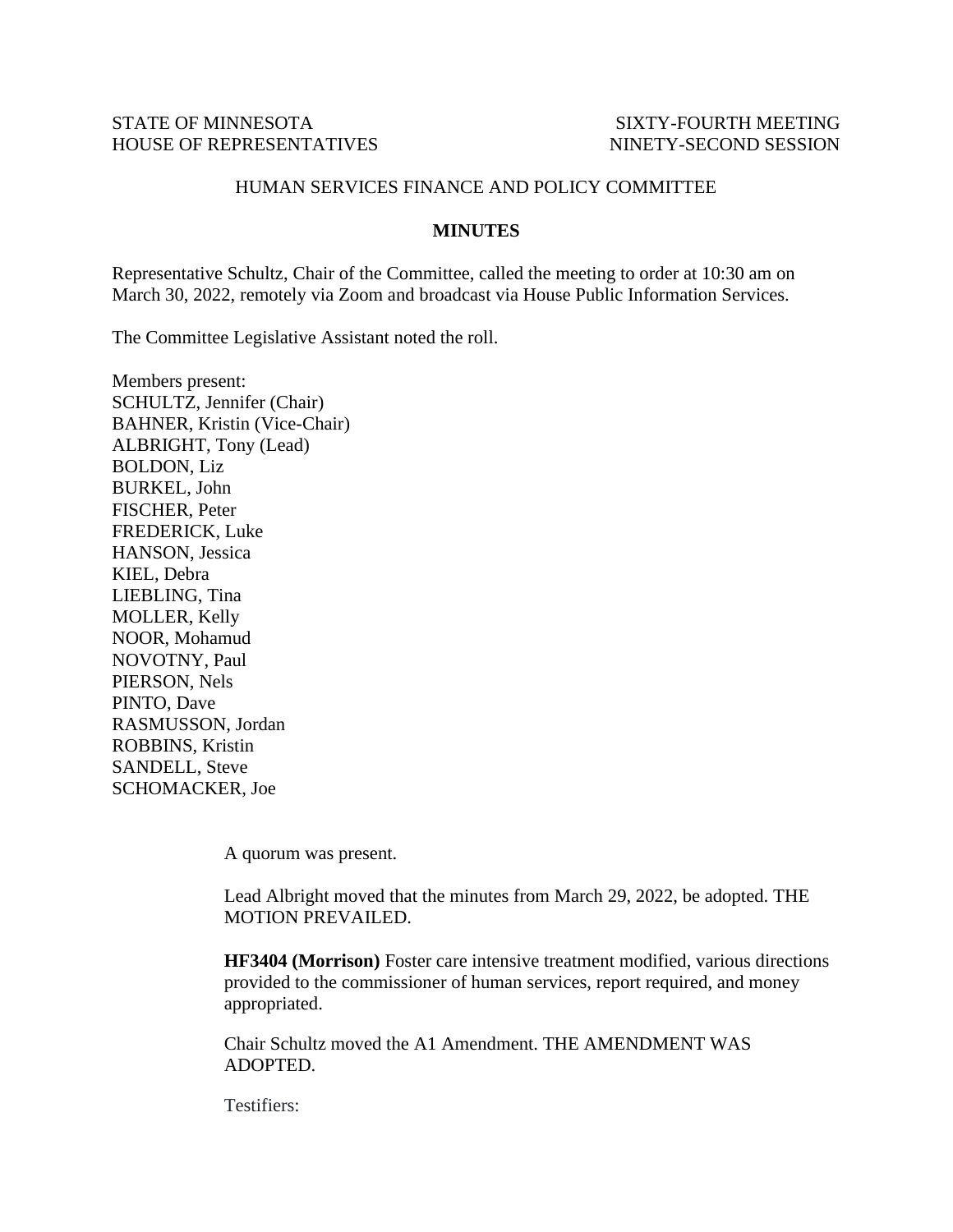STATE OF MINNESOTA
HOUSE OF REPRESENTATIVES

SIXTY-FOURTH MEETING
NINETY-SECOND SESSION

HUMAN SERVICES FINANCE AND POLICY COMMITTEE

**MINUTES**

Representative Schultz, Chair of the Committee, called the meeting to order at 10:30 am on March 30, 2022, remotely via Zoom and broadcast via House Public Information Services.

The Committee Legislative Assistant noted the roll.

Members present:
SCHULTZ, Jennifer (Chair)
BAHNER, Kristin (Vice-Chair)
ALBRIGHT, Tony (Lead)
BOLDON, Liz
BURKEL, John
FISCHER, Peter
FREDERICK, Luke
HANSON, Jessica
KIEL, Debra
LIEBLING, Tina
MOLLER, Kelly
NOOR, Mohamud
NOVOTNY, Paul
PIERSON, Nels
PINTO, Dave
RASMUSSON, Jordan
ROBBINS, Kristin
SANDELL, Steve
SCHOMACKER, Joe

A quorum was present.

Lead Albright moved that the minutes from March 29, 2022, be adopted. THE MOTION PREVAILED.

**HF3404 (Morrison)** Foster care intensive treatment modified, various directions provided to the commissioner of human services, report required, and money appropriated.

Chair Schultz moved the A1 Amendment. THE AMENDMENT WAS ADOPTED.

Testifiers: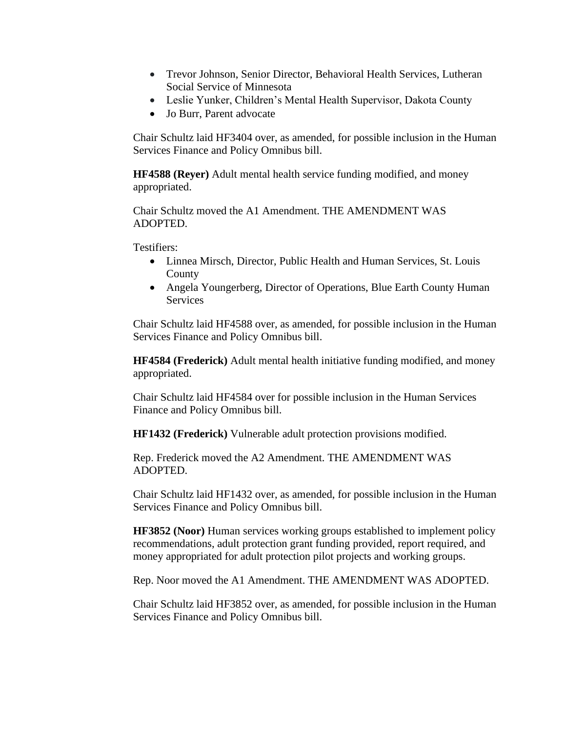- Trevor Johnson, Senior Director, Behavioral Health Services, Lutheran Social Service of Minnesota
- Leslie Yunker, Children's Mental Health Supervisor, Dakota County
- Jo Burr, Parent advocate

Chair Schultz laid HF3404 over, as amended, for possible inclusion in the Human Services Finance and Policy Omnibus bill.

**HF4588 (Reyer)** Adult mental health service funding modified, and money appropriated.

Chair Schultz moved the A1 Amendment. THE AMENDMENT WAS ADOPTED.

Testifiers:

- Linnea Mirsch, Director, Public Health and Human Services, St. Louis County
- Angela Youngerberg, Director of Operations, Blue Earth County Human Services

Chair Schultz laid HF4588 over, as amended, for possible inclusion in the Human Services Finance and Policy Omnibus bill.

**HF4584 (Frederick)** Adult mental health initiative funding modified, and money appropriated.

Chair Schultz laid HF4584 over for possible inclusion in the Human Services Finance and Policy Omnibus bill.

**HF1432 (Frederick)** Vulnerable adult protection provisions modified.

Rep. Frederick moved the A2 Amendment. THE AMENDMENT WAS ADOPTED.

Chair Schultz laid HF1432 over, as amended, for possible inclusion in the Human Services Finance and Policy Omnibus bill.

**HF3852 (Noor)** Human services working groups established to implement policy recommendations, adult protection grant funding provided, report required, and money appropriated for adult protection pilot projects and working groups.

Rep. Noor moved the A1 Amendment. THE AMENDMENT WAS ADOPTED.

Chair Schultz laid HF3852 over, as amended, for possible inclusion in the Human Services Finance and Policy Omnibus bill.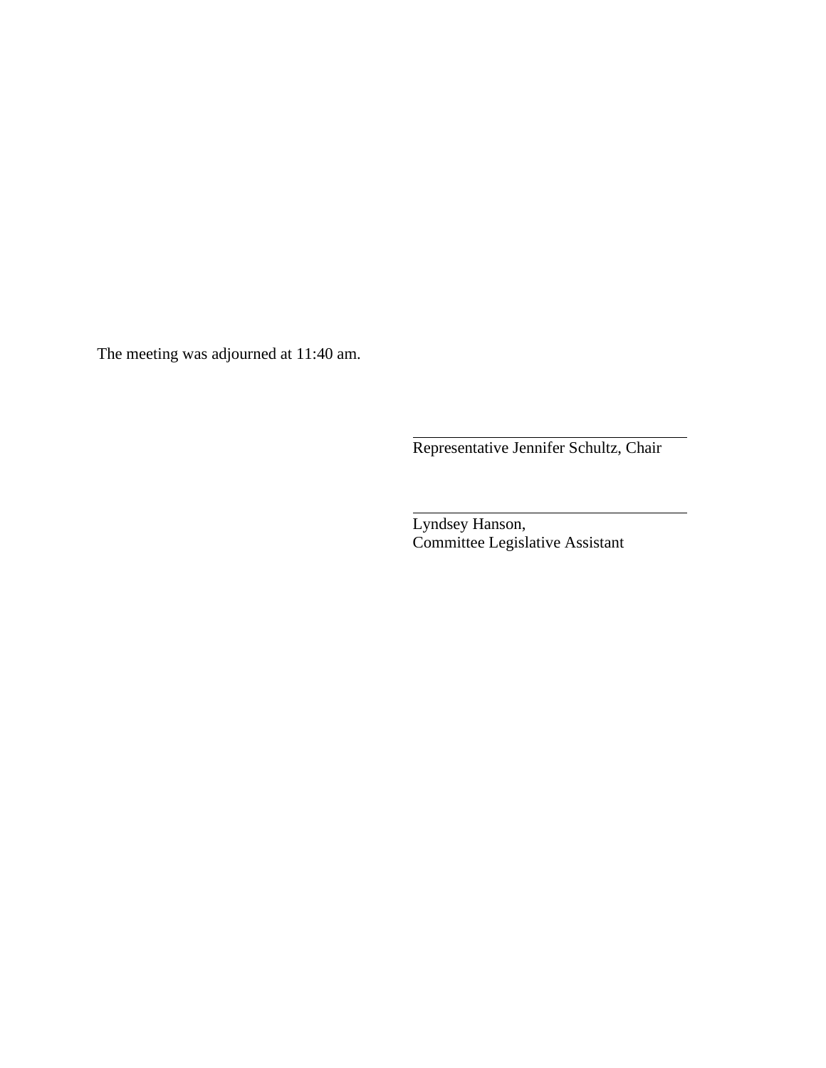The meeting was adjourned at 11:40 am.

\_\_\_\_\_\_\_\_\_\_\_\_\_\_\_\_\_\_\_\_\_\_\_\_\_\_\_\_\_\_\_\_\_\_\_\_\_\_

Representative Jennifer Schultz, Chair

\_\_\_\_\_\_\_\_\_\_\_\_\_\_\_\_\_\_\_\_\_\_\_\_\_\_\_\_\_\_\_\_\_\_\_\_\_\_

Lyndsey Hanson,
Committee Legislative Assistant